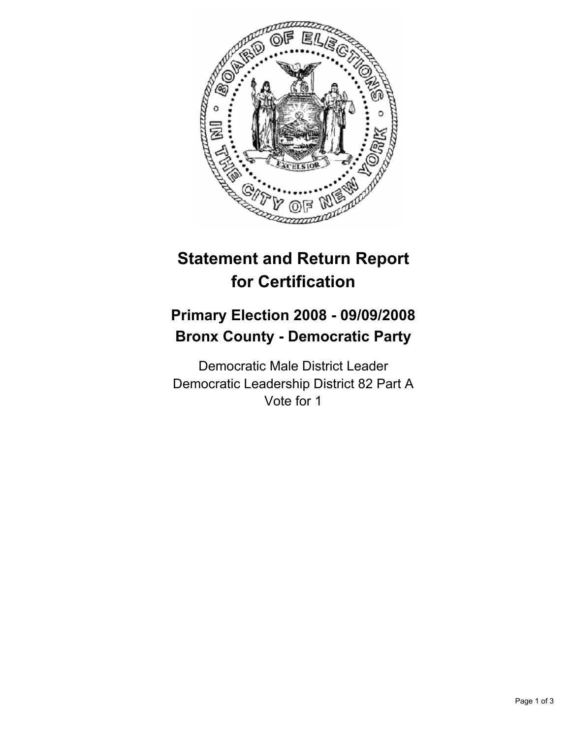# Statement and Return Report for Certification

## Primary Election 2008 - 09/09/2008
## Bronx County - Democratic Party

Democratic Male District Leader
Democratic Leadership District 82 Part A
Vote for 1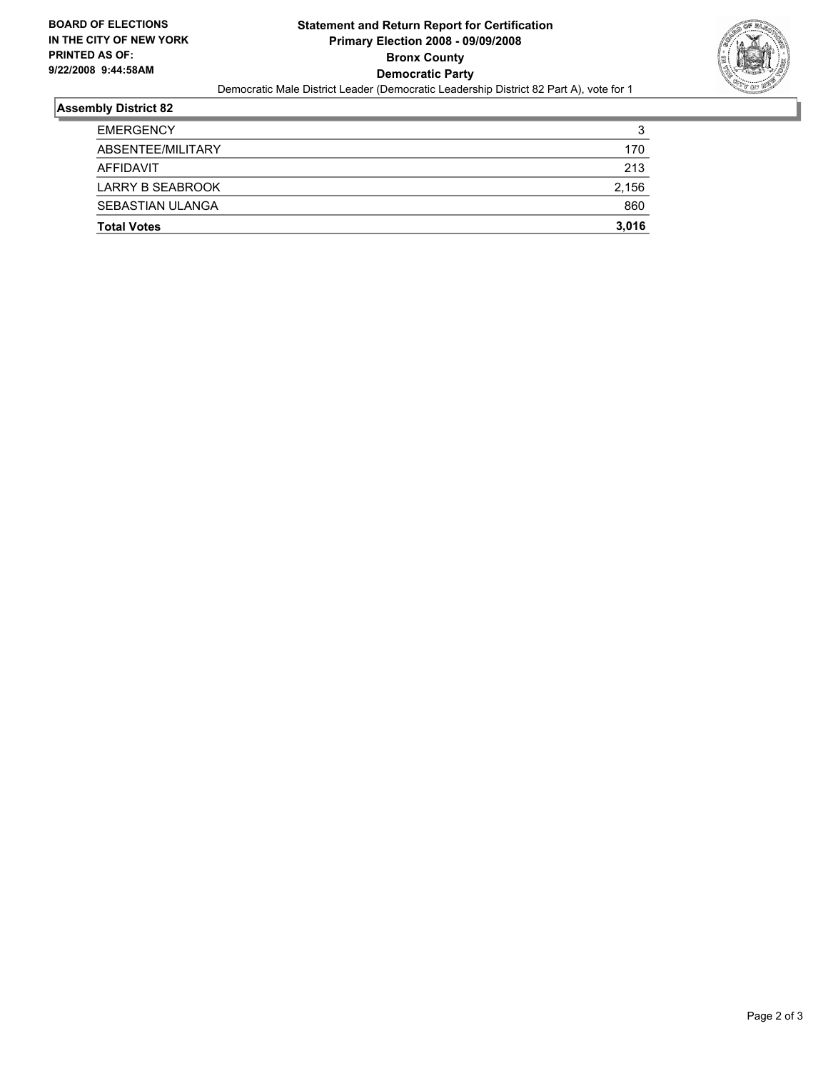**BOARD OF ELECTIONS IN THE CITY OF NEW YORK**
**PRINTED AS OF: 9/22/2008 9:44:58AM**

# Statement and Return Report for Certification
## Primary Election 2008 - 09/09/2008
## Bronx County
## Democratic Party

Democratic Male District Leader (Democratic Leadership District 82 Part A), vote for 1

### Assembly District 82

| | |
|---|---|
| EMERGENCY | 3 |
| ABSENTEE/MILITARY | 170 |
| AFFIDAVIT | 213 |
| LARRY B SEABROOK | 2,156 |
| SEBASTIAN ULANGA | 860 |
| **Total Votes** | **3,016** |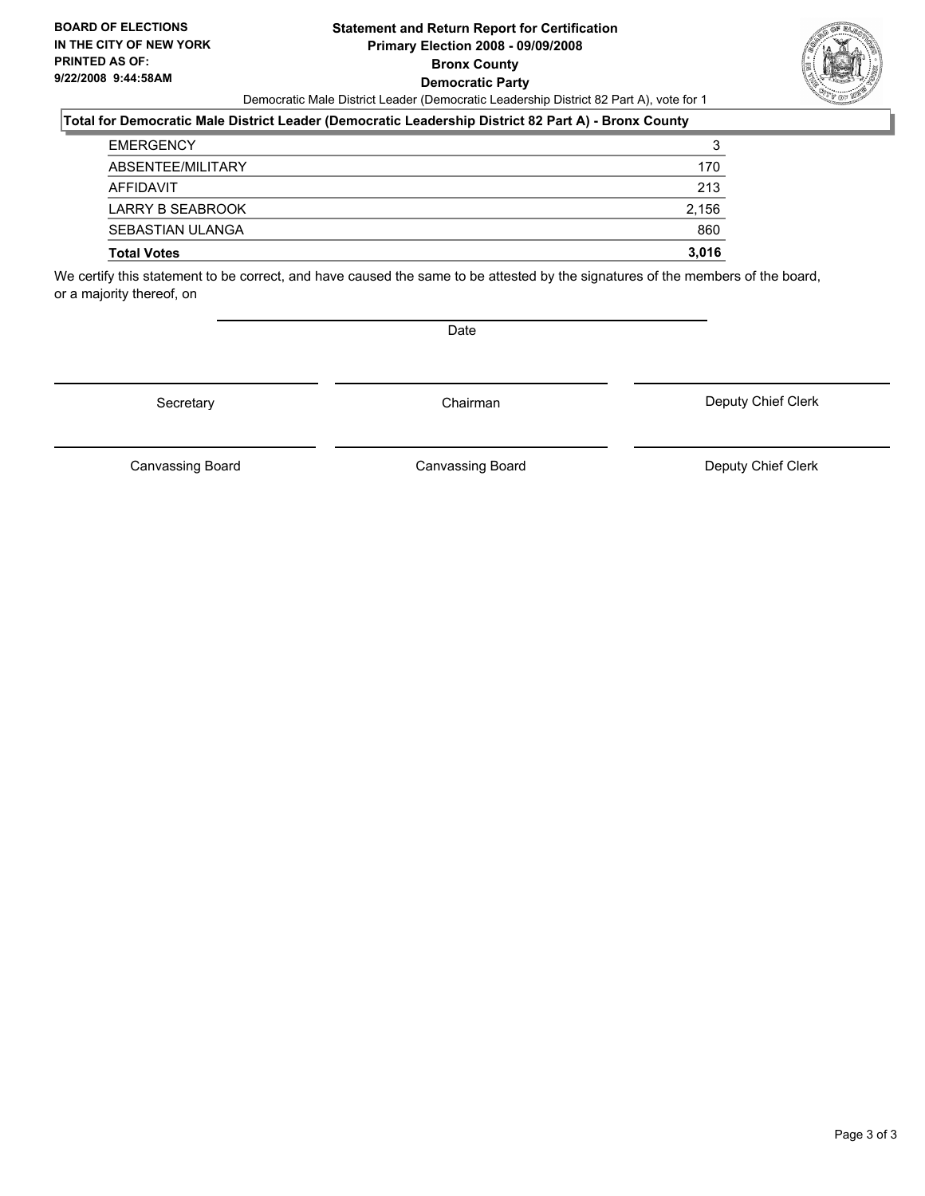**BOARD OF ELECTIONS IN THE CITY OF NEW YORK PRINTED AS OF: 9/22/2008 9:44:58AM**

# Statement and Return Report for Certification
## Primary Election 2008 - 09/09/2008
## Bronx County
## Democratic Party

Democratic Male District Leader (Democratic Leadership District 82 Part A), vote for 1

**Total for Democratic Male District Leader (Democratic Leadership District 82 Part A) - Bronx County**

| | |
|---|---|
| EMERGENCY | 3 |
| ABSENTEE/MILITARY | 170 |
| AFFIDAVIT | 213 |
| LARRY B SEABROOK | 2,156 |
| SEBASTIAN ULANGA | 860 |
| **Total Votes** | **3,016** |

We certify this statement to be correct, and have caused the same to be attested by the signatures of the members of the board, or a majority thereof, on

Date

Secretary    Chairman    Deputy Chief Clerk

Canvassing Board    Canvassing Board    Deputy Chief Clerk